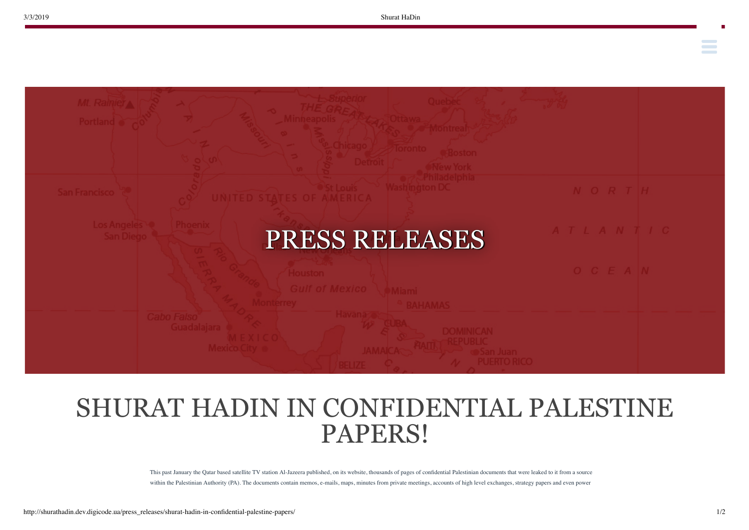# PRESS RELEASES

## SHURAT HADIN IN CONFIDENTIAL PALESTINE PAPERS!

This past January the Qatar based satellite TV station Al-Jazeera published, on its website, thousands of pages of confidential Palestinian documents that were leaked to it from a source within the Palestinian Authority (PA). The documents contain memos, e-mails, maps, minutes from private meetings, accounts of high level exchanges, strategy papers and even power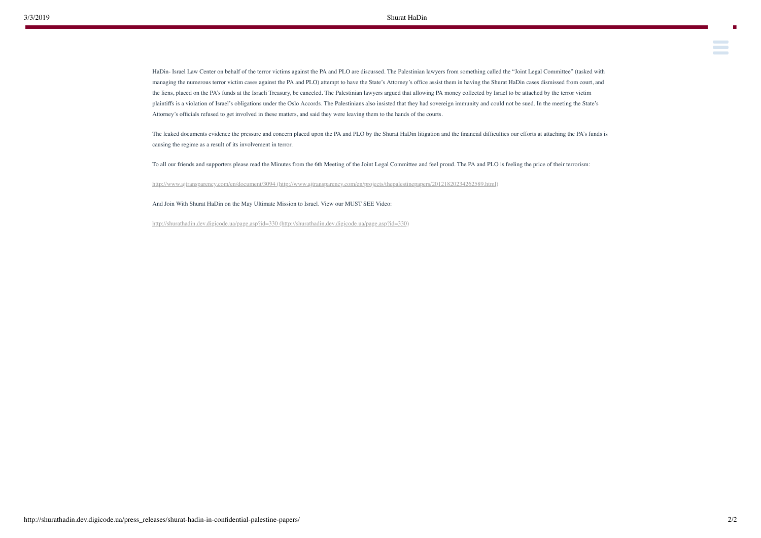HaDin- Israel Law Center on behalf of the terror victims against the PA and PLO are discussed. The Palestinian lawyers from something called the "Joint Legal Committee" (tasked with managing the numerous terror victim cases against the PA and PLO) attempt to have the State's Attorney's office assist them in having the Shurat HaDin cases dismissed from court, and the liens, placed on the PA's funds at the Israeli Treasury, be canceled. The Palestinian lawyers argued that allowing PA money collected by Israel to be attached by the terror victim plaintiffs is a violation of Israel's obligations under the Oslo Accords. The Palestinians also insisted that they had sovereign immunity and could not be sued. In the meeting the State's Attorney's officials refused to get involved in these matters, and said they were leaving them to the hands of the courts.

The leaked documents evidence the pressure and concern placed upon the PA and PLO by the Shurat HaDin litigation and the financial difficulties our efforts at attaching the PA's funds is causing the regime as a result of its involvement in terror.

To all our friends and supporters please read the Minutes from the 6th Meeting of the Joint Legal Committee and feel proud. The PA and PLO is feeling the price of their terrorism:

http://www.ajtransparency.com/en/document/3094 (http://www.ajtransparency.com/en/projects/thepalestinepapers/20121820234262589.html)

And Join With Shurat HaDin on the May Ultimate Mission to Israel. View our MUST SEE Video:

http://shurathadin.dev.digicode.ua/page.asp?id=330 (http://shurathadin.dev.digicode.ua/page.asp?id=330)